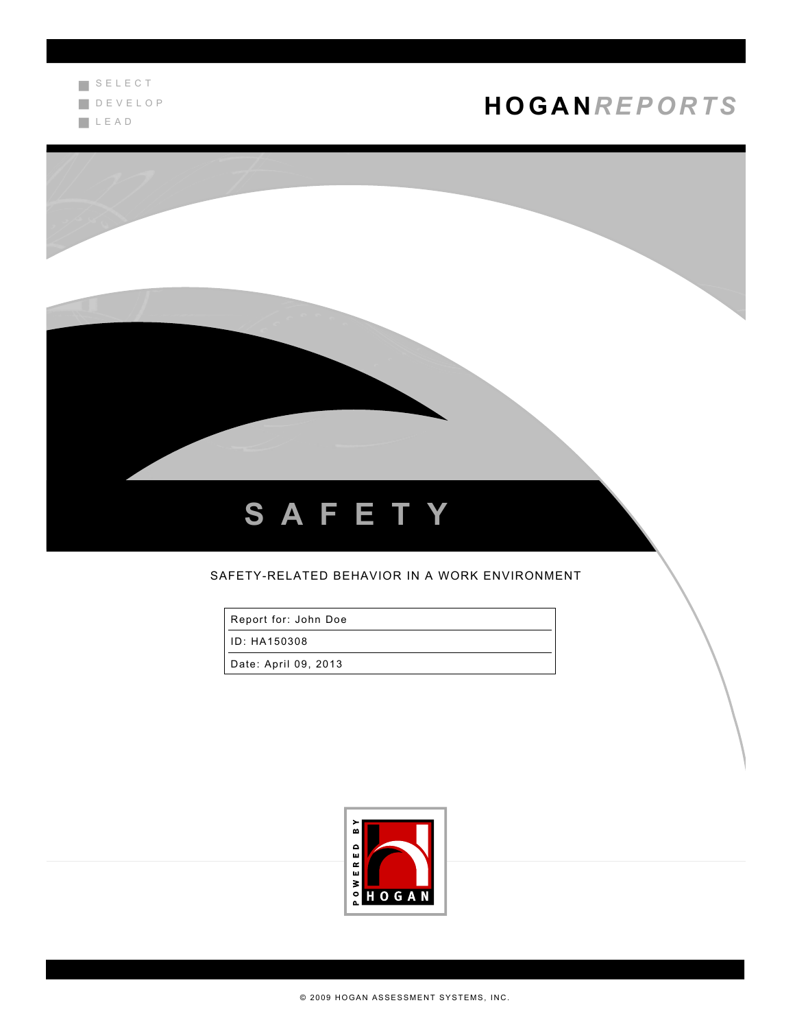SELECT
DEVELOP
LEAD

**HOGAN*REPORTS***

# SAFETY

SAFETY-RELATED BEHAVIOR IN A WORK ENVIRONMENT

| Report for: John Doe |
|---|
| ID: HA150308 |
| Date: April 09, 2013 |

POWERED BY HOGAN

© 2009 HOGAN ASSESSMENT SYSTEMS, INC.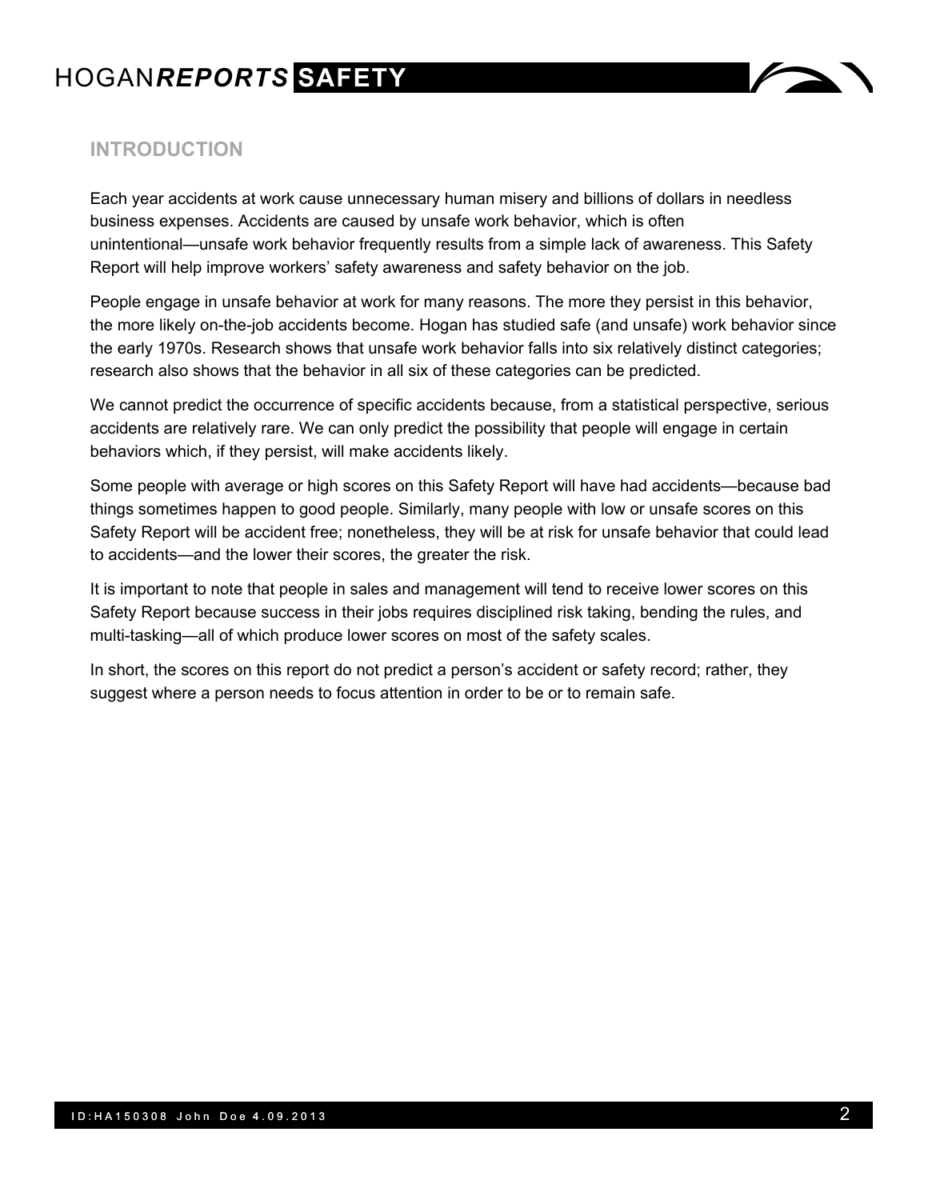## INTRODUCTION

Each year accidents at work cause unnecessary human misery and billions of dollars in needless business expenses. Accidents are caused by unsafe work behavior, which is often unintentional—unsafe work behavior frequently results from a simple lack of awareness. This Safety Report will help improve workers' safety awareness and safety behavior on the job.

People engage in unsafe behavior at work for many reasons. The more they persist in this behavior, the more likely on-the-job accidents become. Hogan has studied safe (and unsafe) work behavior since the early 1970s. Research shows that unsafe work behavior falls into six relatively distinct categories; research also shows that the behavior in all six of these categories can be predicted.

We cannot predict the occurrence of specific accidents because, from a statistical perspective, serious accidents are relatively rare. We can only predict the possibility that people will engage in certain behaviors which, if they persist, will make accidents likely.

Some people with average or high scores on this Safety Report will have had accidents—because bad things sometimes happen to good people. Similarly, many people with low or unsafe scores on this Safety Report will be accident free; nonetheless, they will be at risk for unsafe behavior that could lead to accidents—and the lower their scores, the greater the risk.

It is important to note that people in sales and management will tend to receive lower scores on this Safety Report because success in their jobs requires disciplined risk taking, bending the rules, and multi-tasking—all of which produce lower scores on most of the safety scales.

In short, the scores on this report do not predict a person's accident or safety record; rather, they suggest where a person needs to focus attention in order to be or to remain safe.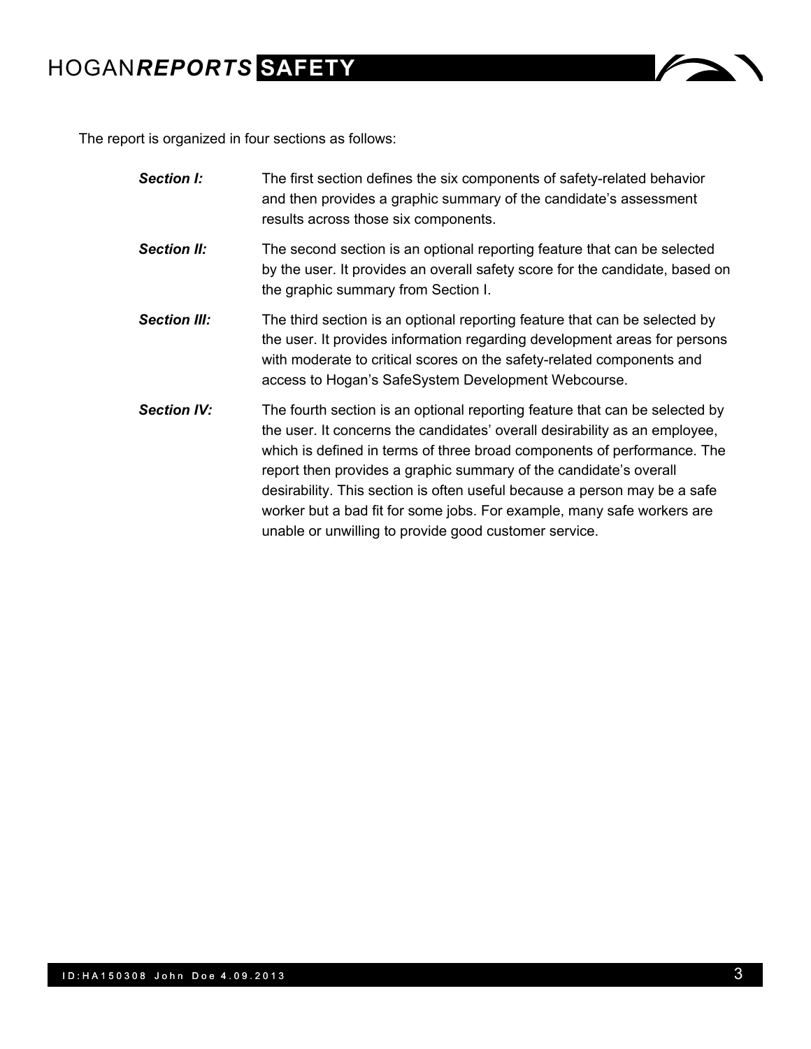The report is organized in four sections as follows:

***Section I:*** The first section defines the six components of safety-related behavior and then provides a graphic summary of the candidate's assessment results across those six components.

***Section II:*** The second section is an optional reporting feature that can be selected by the user. It provides an overall safety score for the candidate, based on the graphic summary from Section I.

***Section III:*** The third section is an optional reporting feature that can be selected by the user. It provides information regarding development areas for persons with moderate to critical scores on the safety-related components and access to Hogan's SafeSystem Development Webcourse.

***Section IV:*** The fourth section is an optional reporting feature that can be selected by the user. It concerns the candidates' overall desirability as an employee, which is defined in terms of three broad components of performance. The report then provides a graphic summary of the candidate's overall desirability. This section is often useful because a person may be a safe worker but a bad fit for some jobs. For example, many safe workers are unable or unwilling to provide good customer service.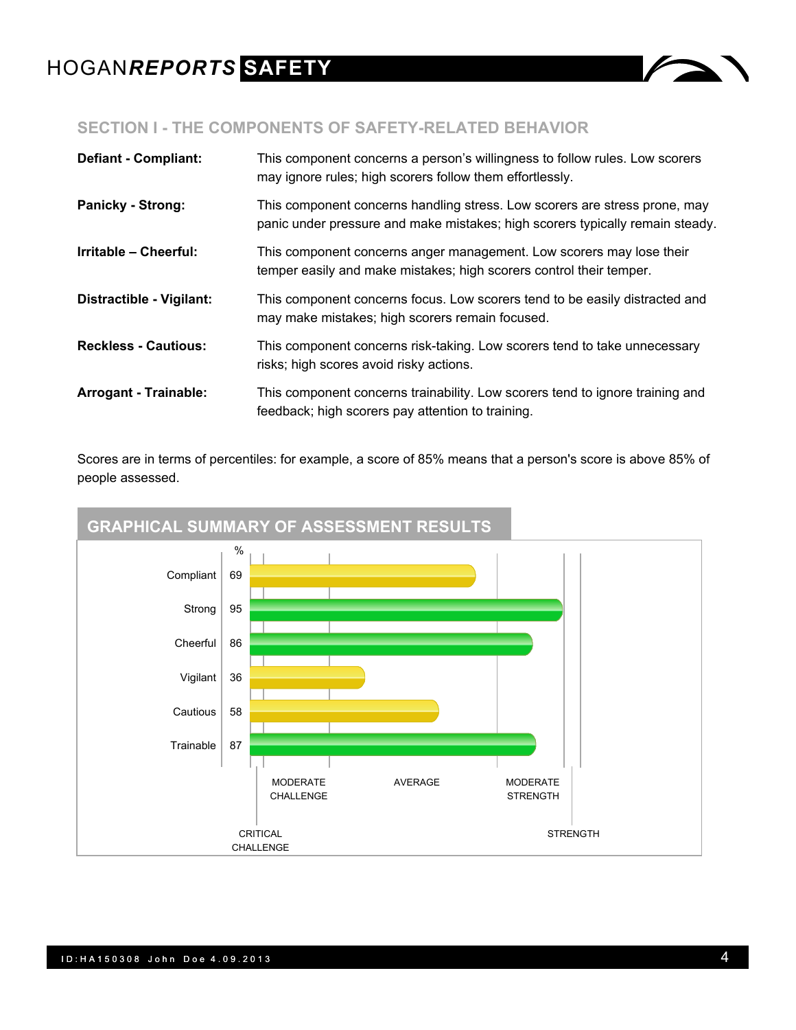## SECTION I - THE COMPONENTS OF SAFETY-RELATED BEHAVIOR

| | |
|---|---|
| **Defiant - Compliant:** | This component concerns a person's willingness to follow rules. Low scorers may ignore rules; high scorers follow them effortlessly. |
| **Panicky - Strong:** | This component concerns handling stress. Low scorers are stress prone, may panic under pressure and make mistakes; high scorers typically remain steady. |
| **Irritable – Cheerful:** | This component concerns anger management. Low scorers may lose their temper easily and make mistakes; high scorers control their temper. |
| **Distractible - Vigilant:** | This component concerns focus. Low scorers tend to be easily distracted and may make mistakes; high scorers remain focused. |
| **Reckless - Cautious:** | This component concerns risk-taking. Low scorers tend to take unnecessary risks; high scores avoid risky actions. |
| **Arrogant - Trainable:** | This component concerns trainability. Low scorers tend to ignore training and feedback; high scorers pay attention to training. |

Scores are in terms of percentiles: for example, a score of 85% means that a person's score is above 85% of people assessed.

## GRAPHICAL SUMMARY OF ASSESSMENT RESULTS

| Scale | % |
|---|---|
| Compliant | 69 |
| Strong | 95 |
| Cheerful | 86 |
| Vigilant | 36 |
| Cautious | 58 |
| Trainable | 87 |

CRITICAL CHALLENGE | MODERATE CHALLENGE | AVERAGE | MODERATE STRENGTH | STRENGTH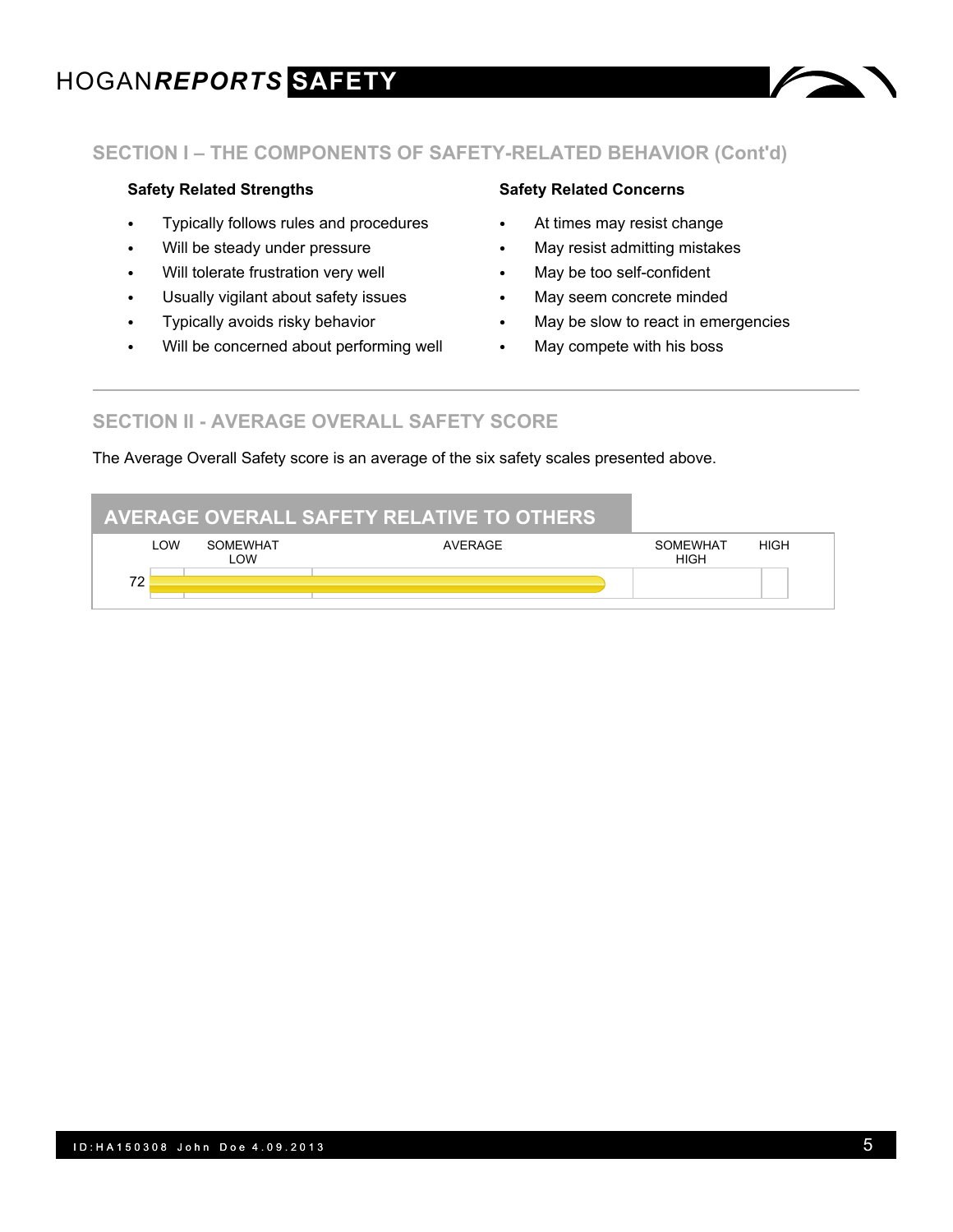## SECTION I – THE COMPONENTS OF SAFETY-RELATED BEHAVIOR (Cont'd)

**Safety Related Strengths**

- Typically follows rules and procedures
- Will be steady under pressure
- Will tolerate frustration very well
- Usually vigilant about safety issues
- Typically avoids risky behavior
- Will be concerned about performing well

**Safety Related Concerns**

- At times may resist change
- May resist admitting mistakes
- May be too self-confident
- May seem concrete minded
- May be slow to react in emergencies
- May compete with his boss

## SECTION II - AVERAGE OVERALL SAFETY SCORE

The Average Overall Safety score is an average of the six safety scales presented above.

**AVERAGE OVERALL SAFETY RELATIVE TO OTHERS**

LOW
SOMEWHAT LOW
AVERAGE
SOMEWHAT HIGH
HIGH

72